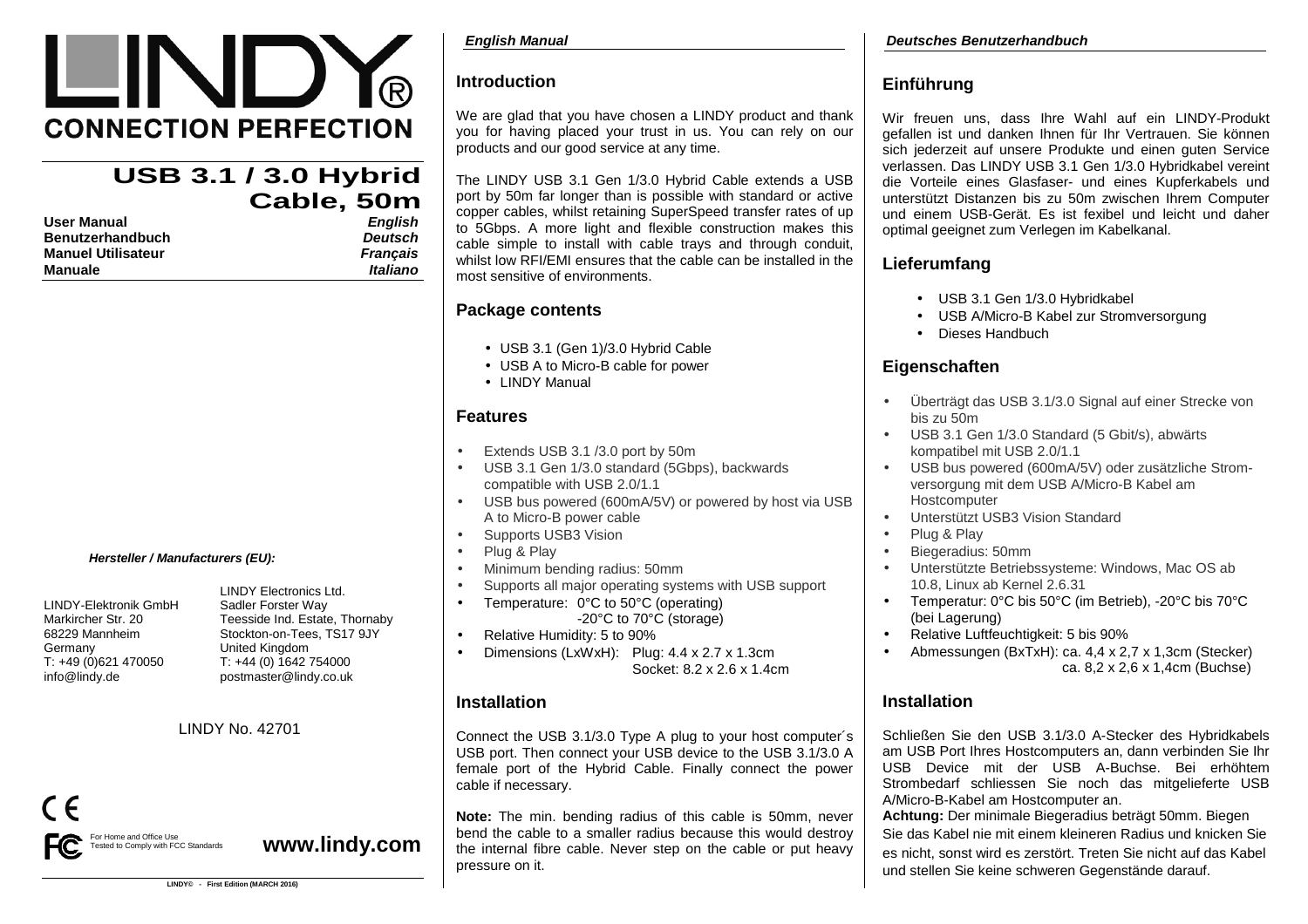# LINDY®

**CONNECTION PERFECTION**

## USB 3.1 / 3.0 Hybrid Cable, 50m

| | |
|---|---|
| **User Manual** | *English* |
| **Benutzerhandbuch** | *Deutsch* |
| **Manuel Utilisateur** | *Français* |
| **Manuale** | *Italiano* |

***Hersteller / Manufacturers (EU):***

LINDY-Elektronik GmbH
Markircher Str. 20
68229 Mannheim
Germany
T: +49 (0)621 470050
info@lindy.de

LINDY Electronics Ltd.
Sadler Forster Way
Teesside Ind. Estate, Thornaby
Stockton-on-Tees, TS17 9JY
United Kingdom
T: +44 (0) 1642 754000
postmaster@lindy.co.uk

LINDY No. 42701

CE

FC For Home and Office Use
Tested to Comply with FCC Standards

**www.lindy.com**

**LINDY© - First Edition (MARCH 2016)**

*English Manual*

## Introduction

We are glad that you have chosen a LINDY product and thank you for having placed your trust in us. You can rely on our products and our good service at any time.

The LINDY USB 3.1 Gen 1/3.0 Hybrid Cable extends a USB port by 50m far longer than is possible with standard or active copper cables, whilst retaining SuperSpeed transfer rates of up to 5Gbps. A more light and flexible construction makes this cable simple to install with cable trays and through conduit, whilst low RFI/EMI ensures that the cable can be installed in the most sensitive of environments.

## Package contents

- USB 3.1 (Gen 1)/3.0 Hybrid Cable
- USB A to Micro-B cable for power
- LINDY Manual

## Features

- Extends USB 3.1 /3.0 port by 50m
- USB 3.1 Gen 1/3.0 standard (5Gbps), backwards compatible with USB 2.0/1.1
- USB bus powered (600mA/5V) or powered by host via USB A to Micro-B power cable
- Supports USB3 Vision
- Plug & Play
- Minimum bending radius: 50mm
- Supports all major operating systems with USB support
- Temperature: 0°C to 50°C (operating)
  -20°C to 70°C (storage)
- Relative Humidity: 5 to 90%
- Dimensions (LxWxH): Plug: 4.4 x 2.7 x 1.3cm
  Socket: 8.2 x 2.6 x 1.4cm

## Installation

Connect the USB 3.1/3.0 Type A plug to your host computer´s USB port. Then connect your USB device to the USB 3.1/3.0 A female port of the Hybrid Cable. Finally connect the power cable if necessary.

**Note:** The min. bending radius of this cable is 50mm, never bend the cable to a smaller radius because this would destroy the internal fibre cable. Never step on the cable or put heavy pressure on it.

*Deutsches Benutzerhandbuch*

## Einführung

Wir freuen uns, dass Ihre Wahl auf ein LINDY-Produkt gefallen ist und danken Ihnen für Ihr Vertrauen. Sie können sich jederzeit auf unsere Produkte und einen guten Service verlassen. Das LINDY USB 3.1 Gen 1/3.0 Hybridkabel vereint die Vorteile eines Glasfaser- und eines Kupferkabels und unterstützt Distanzen bis zu 50m zwischen Ihrem Computer und einem USB-Gerät. Es ist fexibel und leicht und daher optimal geeignet zum Verlegen im Kabelkanal.

## Lieferumfang

- USB 3.1 Gen 1/3.0 Hybridkabel
- USB A/Micro-B Kabel zur Stromversorgung
- Dieses Handbuch

## Eigenschaften

- Überträgt das USB 3.1/3.0 Signal auf einer Strecke von bis zu 50m
- USB 3.1 Gen 1/3.0 Standard (5 Gbit/s), abwärts kompatibel mit USB 2.0/1.1
- USB bus powered (600mA/5V) oder zusätzliche Stromversorgung mit dem USB A/Micro-B Kabel am Hostcomputer
- Unterstützt USB3 Vision Standard
- Plug & Play
- Biegeradius: 50mm
- Unterstützte Betriebssysteme: Windows, Mac OS ab 10.8, Linux ab Kernel 2.6.31
- Temperatur: 0°C bis 50°C (im Betrieb), -20°C bis 70°C (bei Lagerung)
- Relative Luftfeuchtigkeit: 5 bis 90%
- Abmessungen (BxTxH): ca. 4,4 x 2,7 x 1,3cm (Stecker)
  ca. 8,2 x 2,6 x 1,4cm (Buchse)

## Installation

Schließen Sie den USB 3.1/3.0 A-Stecker des Hybridkabels am USB Port Ihres Hostcomputers an, dann verbinden Sie Ihr USB Device mit der USB A-Buchse. Bei erhöhtem Strombedarf schliessen Sie noch das mitgelieferte USB A/Micro-B-Kabel am Hostcomputer an.

**Achtung:** Der minimale Biegeradius beträgt 50mm. Biegen Sie das Kabel nie mit einem kleineren Radius und knicken Sie es nicht, sonst wird es zerstört. Treten Sie nicht auf das Kabel und stellen Sie keine schweren Gegenstände darauf.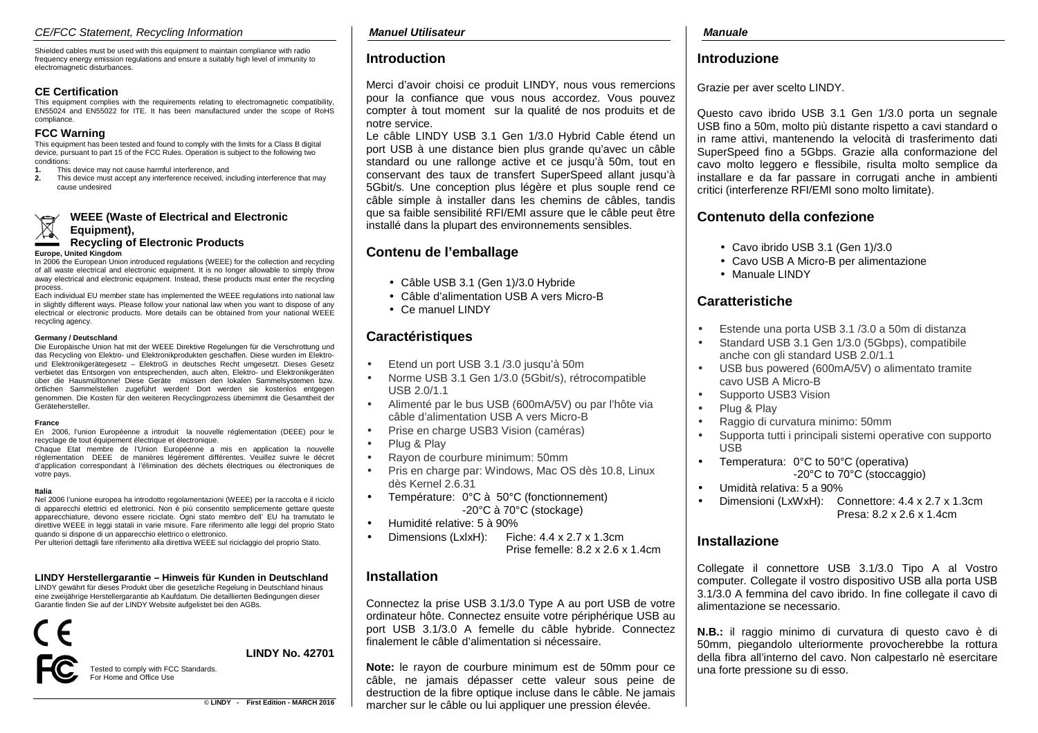## CE/FCC Statement, Recycling Information

Shielded cables must be used with this equipment to maintain compliance with radio frequency energy emission regulations and ensure a suitably high level of immunity to electromagnetic disturbances.

### CE Certification

This equipment complies with the requirements relating to electromagnetic compatibility, EN55024 and EN55022 for ITE. It has been manufactured under the scope of RoHS compliance.

### FCC Warning

This equipment has been tested and found to comply with the limits for a Class B digital device, pursuant to part 15 of the FCC Rules. Operation is subject to the following two conditions:

1. This device may not cause harmful interference, and
2. This device must accept any interference received, including interference that may cause undesired

### WEEE (Waste of Electrical and Electronic Equipment), Recycling of Electronic Products

**Europe, United Kingdom**

In 2006 the European Union introduced regulations (WEEE) for the collection and recycling of all waste electrical and electronic equipment. It is no longer allowable to simply throw away electrical and electronic equipment. Instead, these products must enter the recycling process.

Each individual EU member state has implemented the WEEE regulations into national law in slightly different ways. Please follow your national law when you want to dispose of any electrical or electronic products. More details can be obtained from your national WEEE recycling agency.

**Germany / Deutschland**

Die Europäische Union hat mit der WEEE Direktive Regelungen für die Verschrottung und das Recycling von Elektro- und Elektronikprodukten geschaffen. Diese wurden im Elektro- und Elektronikgerätegesetz – ElektroG in deutsches Recht umgesetzt. Dieses Gesetz verbietet das Entsorgen von entsprechenden, auch alten, Elektro- und Elektronikgeräten über die Hausmülltonne! Diese Geräte müssen den lokalen Sammelsystemen bzw. örtlichen Sammelstellen zugeführt werden! Dort werden sie kostenlos entgegen genommen. Die Kosten für den weiteren Recyclingprozess übernimmt die Gesamtheit der Gerätehersteller.

**France**

En 2006, l'union Européenne a introduit la nouvelle réglementation (DEEE) pour le recyclage de tout équipement électrique et électronique.

Chaque Etat membre de l'Union Européenne a mis en application la nouvelle réglementation DEEE de manières légèrement différentes. Veuillez suivre le décret d'application correspondant à l'élimination des déchets électriques ou électroniques de votre pays.

**Italia**

Nel 2006 l'unione europea ha introdotto regolamentazioni (WEEE) per la raccolta e il riciclo di apparecchi elettrici ed elettronici. Non è più consentito semplicemente gettare queste apparecchiature, devono essere riciclate. Ogni stato membro dell' EU ha tramutato le direttive WEEE in leggi statali in varie misure. Fare riferimento alle leggi del proprio Stato quando si dispone di un apparecchio elettrico o elettronico.

Per ulteriori dettagli fare riferimento alla direttiva WEEE sul riciclaggio del proprio Stato.

### LINDY Herstellergarantie – Hinweis für Kunden in Deutschland

LINDY gewährt für dieses Produkt über die gesetzliche Regelung in Deutschland hinaus eine zweijährige Herstellergarantie ab Kaufdatum. Die detaillierten Bedingungen dieser Garantie finden Sie auf der LINDY Website aufgelistet bei den AGBs.

**LINDY No. 42701**

Tested to comply with FCC Standards.
For Home and Office Use

**© LINDY - First Edition - MARCH 2016**

## Manuel Utilisateur

### Introduction

Merci d'avoir choisi ce produit LINDY, nous vous remercions pour la confiance que vous nous accordez. Vous pouvez compter à tout moment sur la qualité de nos produits et de notre service.

Le câble LINDY USB 3.1 Gen 1/3.0 Hybrid Cable étend un port USB à une distance bien plus grande qu'avec un câble standard ou une rallonge active et ce jusqu'à 50m, tout en conservant des taux de transfert SuperSpeed allant jusqu'à 5Gbit/s. Une conception plus légère et plus souple rend ce câble simple à installer dans les chemins de câbles, tandis que sa faible sensibilité RFI/EMI assure que le câble peut être installé dans la plupart des environnements sensibles.

### Contenu de l'emballage

- Câble USB 3.1 (Gen 1)/3.0 Hybride
- Câble d'alimentation USB A vers Micro-B
- Ce manuel LINDY

### Caractéristiques

- Etend un port USB 3.1 /3.0 jusqu'à 50m
- Norme USB 3.1 Gen 1/3.0 (5Gbit/s), rétrocompatible USB 2.0/1.1
- Alimenté par le bus USB (600mA/5V) ou par l'hôte via câble d'alimentation USB A vers Micro-B
- Prise en charge USB3 Vision (caméras)
- Plug & Play
- Rayon de courbure minimum: 50mm
- Pris en charge par: Windows, Mac OS dès 10.8, Linux dès Kernel 2.6.31
- Température: 0°C à 50°C (fonctionnement)
  -20°C à 70°C (stockage)
- Humidité relative: 5 à 90%
- Dimensions (LxlxH): Fiche: 4.4 x 2.7 x 1.3cm
  Prise femelle: 8.2 x 2.6 x 1.4cm

### Installation

Connectez la prise USB 3.1/3.0 Type A au port USB de votre ordinateur hôte. Connectez ensuite votre périphérique USB au port USB 3.1/3.0 A femelle du câble hybride. Connectez finalement le câble d'alimentation si nécessaire.

**Note:** le rayon de courbure minimum est de 50mm pour ce câble, ne jamais dépasser cette valeur sous peine de destruction de la fibre optique incluse dans le câble. Ne jamais marcher sur le câble ou lui appliquer une pression élevée.

## Manuale

### Introduzione

Grazie per aver scelto LINDY.

Questo cavo ibrido USB 3.1 Gen 1/3.0 porta un segnale USB fino a 50m, molto più distante rispetto a cavi standard o in rame attivi, mantenendo la velocità di trasferimento dati SuperSpeed fino a 5Gbps. Grazie alla conformazione del cavo molto leggero e flessibile, risulta molto semplice da installare e da far passare in corrugati anche in ambienti critici (interferenze RFI/EMI sono molto limitate).

### Contenuto della confezione

- Cavo ibrido USB 3.1 (Gen 1)/3.0
- Cavo USB A Micro-B per alimentazione
- Manuale LINDY

### Caratteristiche

- Estende una porta USB 3.1 /3.0 a 50m di distanza
- Standard USB 3.1 Gen 1/3.0 (5Gbps), compatibile anche con gli standard USB 2.0/1.1
- USB bus powered (600mA/5V) o alimentato tramite cavo USB A Micro-B
- Supporto USB3 Vision
- Plug & Play
- Raggio di curvatura minimo: 50mm
- Supporta tutti i principali sistemi operative con supporto USB
- Temperatura: 0°C to 50°C (operativa)
  -20°C to 70°C (stoccaggio)
- Umidità relativa: 5 a 90%
- Dimensioni (LxWxH): Connettore: 4.4 x 2.7 x 1.3cm
  Presa: 8.2 x 2.6 x 1.4cm

### Installazione

Collegate il connettore USB 3.1/3.0 Tipo A al Vostro computer. Collegate il vostro dispositivo USB alla porta USB 3.1/3.0 A femmina del cavo ibrido. In fine collegate il cavo di alimentazione se necessario.

**N.B.:** il raggio minimo di curvatura di questo cavo è di 50mm, piegandolo ulteriormente provocherebbe la rottura della fibra all'interno del cavo. Non calpestarlo nè esercitare una forte pressione su di esso.